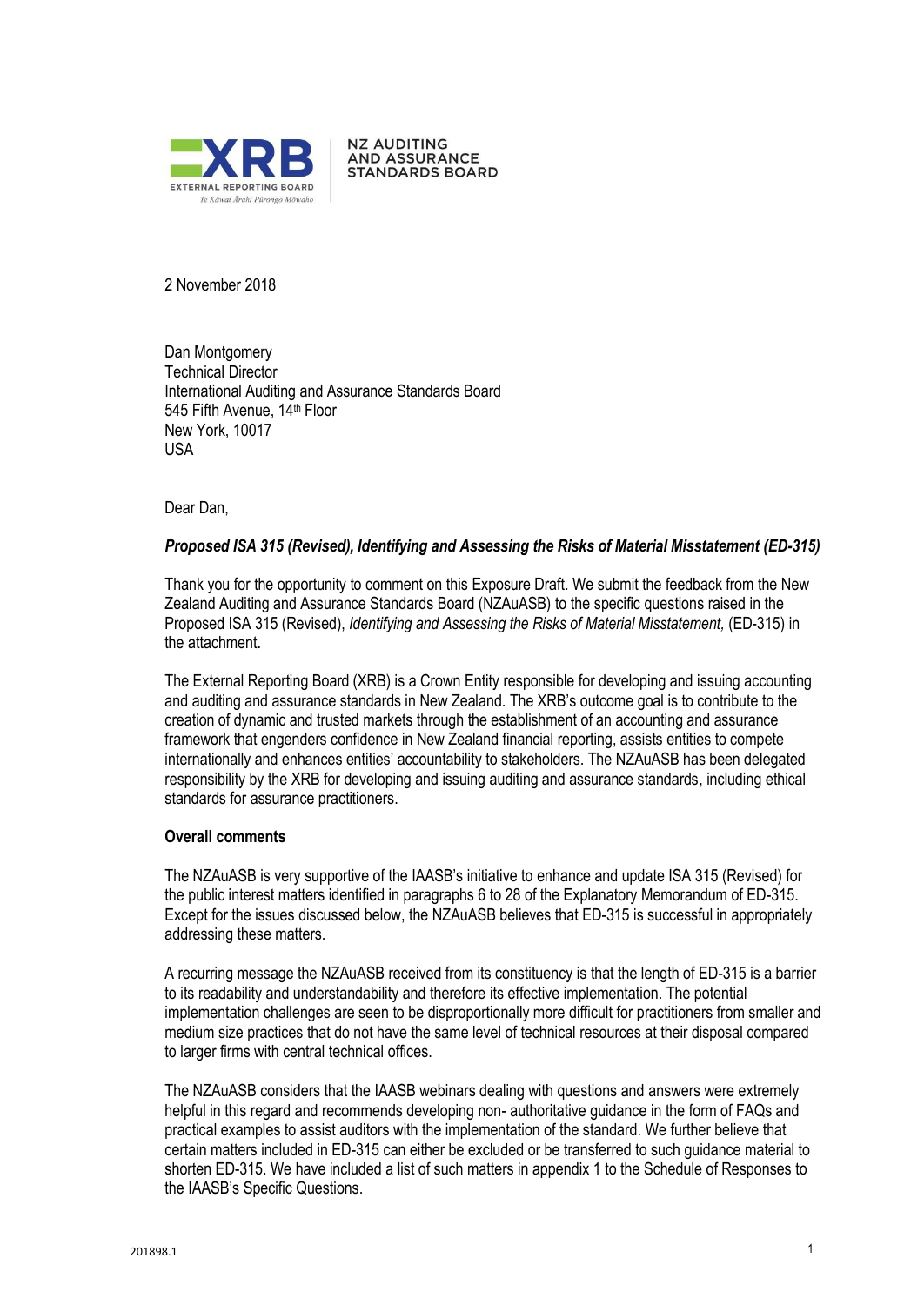XRB
EXTERNAL REPORTING BOARD
Te Kāwai Ārahi Pūrongo Mōwaho

NZ AUDITING AND ASSURANCE STANDARDS BOARD

2 November 2018

Dan Montgomery
Technical Director
International Auditing and Assurance Standards Board
545 Fifth Avenue, 14th Floor
New York, 10017
USA

Dear Dan,

***Proposed ISA 315 (Revised), Identifying and Assessing the Risks of Material Misstatement (ED-315)***

Thank you for the opportunity to comment on this Exposure Draft. We submit the feedback from the New Zealand Auditing and Assurance Standards Board (NZAuASB) to the specific questions raised in the Proposed ISA 315 (Revised), *Identifying and Assessing the Risks of Material Misstatement,* (ED-315) in the attachment.

The External Reporting Board (XRB) is a Crown Entity responsible for developing and issuing accounting and auditing and assurance standards in New Zealand. The XRB's outcome goal is to contribute to the creation of dynamic and trusted markets through the establishment of an accounting and assurance framework that engenders confidence in New Zealand financial reporting, assists entities to compete internationally and enhances entities' accountability to stakeholders. The NZAuASB has been delegated responsibility by the XRB for developing and issuing auditing and assurance standards, including ethical standards for assurance practitioners.

**Overall comments**

The NZAuASB is very supportive of the IAASB's initiative to enhance and update ISA 315 (Revised) for the public interest matters identified in paragraphs 6 to 28 of the Explanatory Memorandum of ED-315. Except for the issues discussed below, the NZAuASB believes that ED-315 is successful in appropriately addressing these matters.

A recurring message the NZAuASB received from its constituency is that the length of ED-315 is a barrier to its readability and understandability and therefore its effective implementation. The potential implementation challenges are seen to be disproportionally more difficult for practitioners from smaller and medium size practices that do not have the same level of technical resources at their disposal compared to larger firms with central technical offices.

The NZAuASB considers that the IAASB webinars dealing with questions and answers were extremely helpful in this regard and recommends developing non- authoritative guidance in the form of FAQs and practical examples to assist auditors with the implementation of the standard. We further believe that certain matters included in ED-315 can either be excluded or be transferred to such guidance material to shorten ED-315. We have included a list of such matters in appendix 1 to the Schedule of Responses to the IAASB's Specific Questions.

201898.1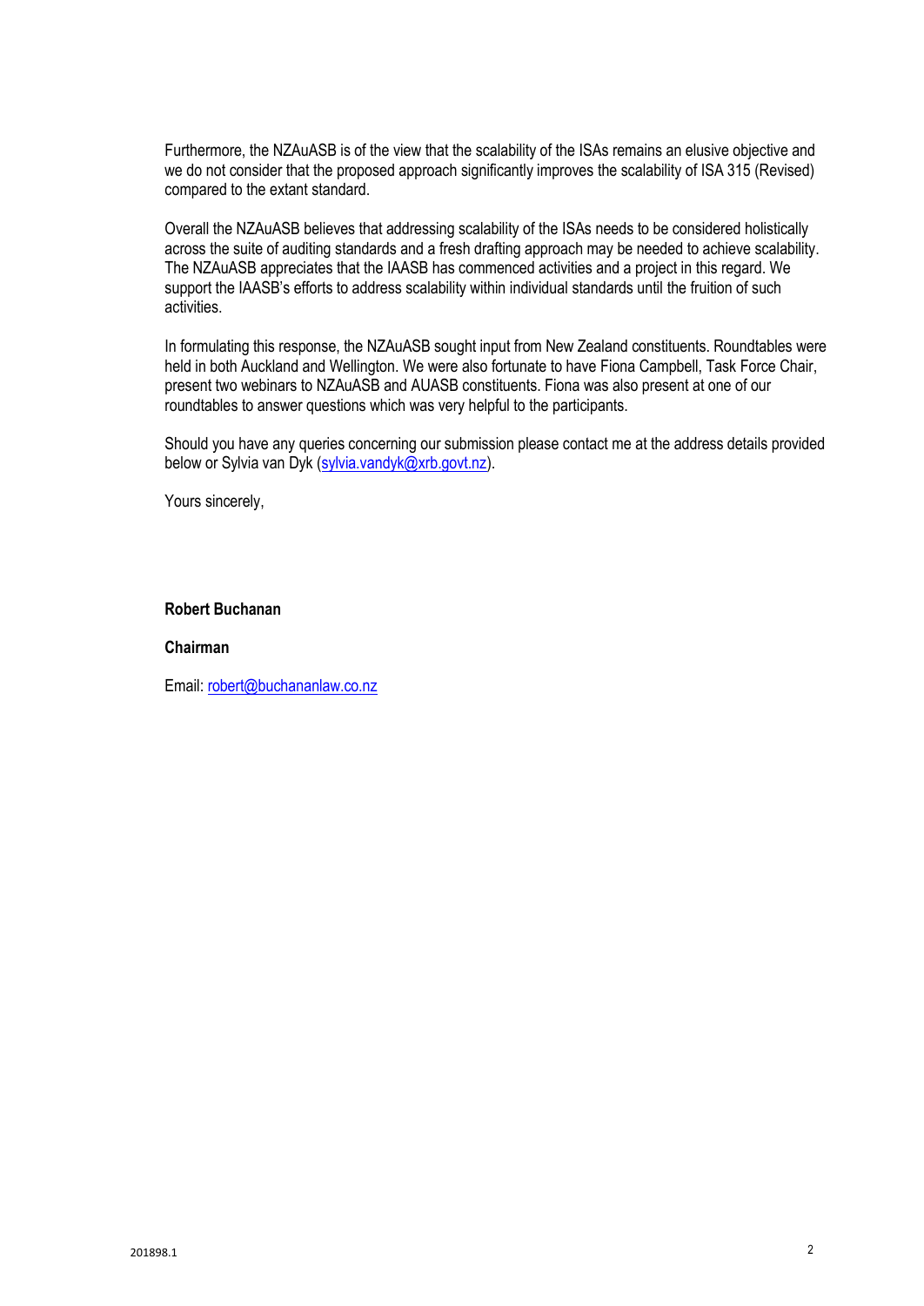Furthermore, the NZAuASB is of the view that the scalability of the ISAs remains an elusive objective and we do not consider that the proposed approach significantly improves the scalability of ISA 315 (Revised) compared to the extant standard.

Overall the NZAuASB believes that addressing scalability of the ISAs needs to be considered holistically across the suite of auditing standards and a fresh drafting approach may be needed to achieve scalability. The NZAuASB appreciates that the IAASB has commenced activities and a project in this regard. We support the IAASB's efforts to address scalability within individual standards until the fruition of such activities.

In formulating this response, the NZAuASB sought input from New Zealand constituents. Roundtables were held in both Auckland and Wellington. We were also fortunate to have Fiona Campbell, Task Force Chair, present two webinars to NZAuASB and AUASB constituents. Fiona was also present at one of our roundtables to answer questions which was very helpful to the participants.

Should you have any queries concerning our submission please contact me at the address details provided below or Sylvia van Dyk (sylvia.vandyk@xrb.govt.nz).

Yours sincerely,

**Robert Buchanan**

**Chairman**

Email: robert@buchananlaw.co.nz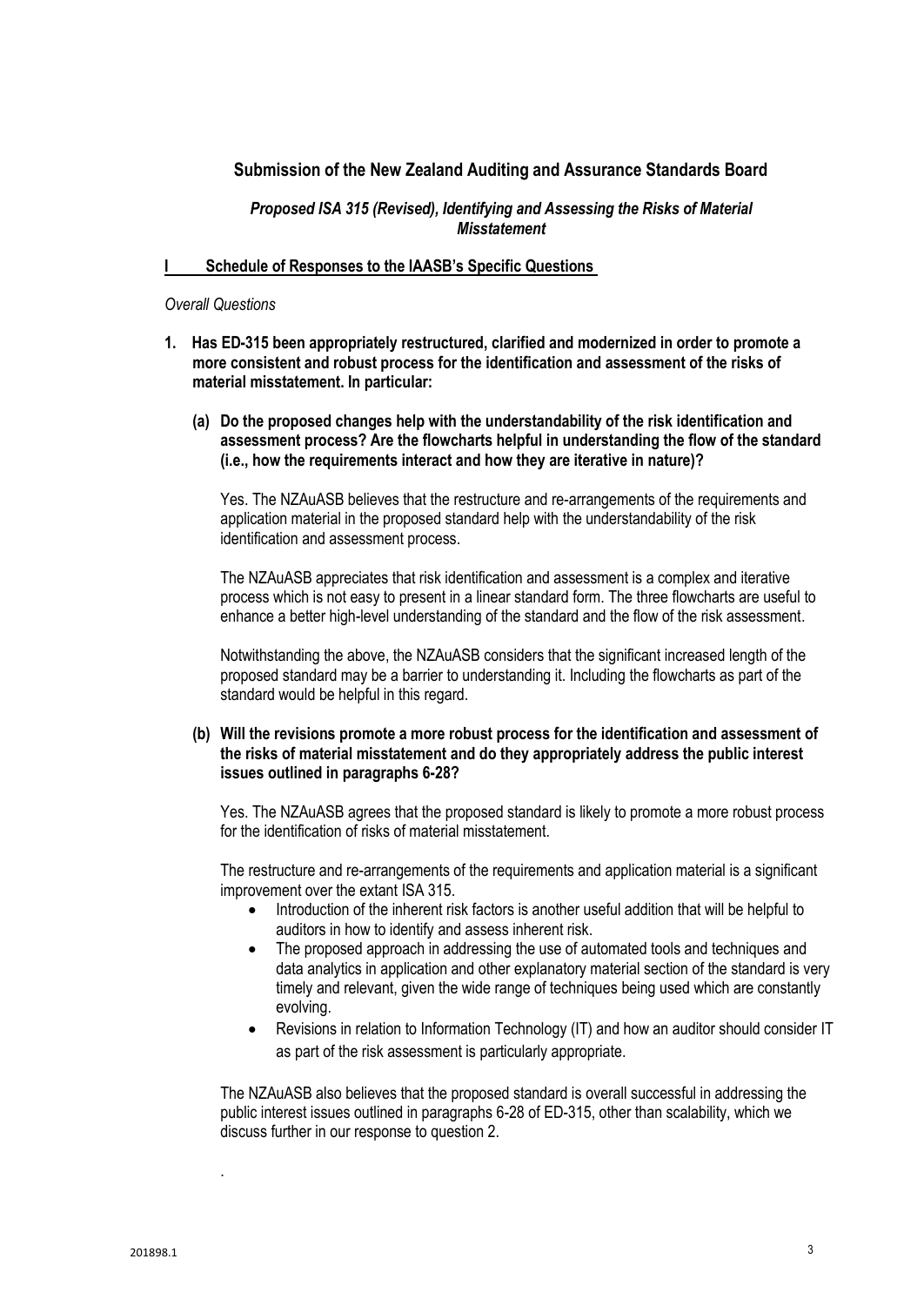## Submission of the New Zealand Auditing and Assurance Standards Board

### *Proposed ISA 315 (Revised), Identifying and Assessing the Risks of Material Misstatement*

### I Schedule of Responses to the IAASB's Specific Questions

*Overall Questions*

**1. Has ED-315 been appropriately restructured, clarified and modernized in order to promote a more consistent and robust process for the identification and assessment of the risks of material misstatement. In particular:**

**(a) Do the proposed changes help with the understandability of the risk identification and assessment process? Are the flowcharts helpful in understanding the flow of the standard (i.e., how the requirements interact and how they are iterative in nature)?**

Yes. The NZAuASB believes that the restructure and re-arrangements of the requirements and application material in the proposed standard help with the understandability of the risk identification and assessment process.

The NZAuASB appreciates that risk identification and assessment is a complex and iterative process which is not easy to present in a linear standard form. The three flowcharts are useful to enhance a better high-level understanding of the standard and the flow of the risk assessment.

Notwithstanding the above, the NZAuASB considers that the significant increased length of the proposed standard may be a barrier to understanding it. Including the flowcharts as part of the standard would be helpful in this regard.

**(b) Will the revisions promote a more robust process for the identification and assessment of the risks of material misstatement and do they appropriately address the public interest issues outlined in paragraphs 6-28?**

Yes. The NZAuASB agrees that the proposed standard is likely to promote a more robust process for the identification of risks of material misstatement.

The restructure and re-arrangements of the requirements and application material is a significant improvement over the extant ISA 315.

- Introduction of the inherent risk factors is another useful addition that will be helpful to auditors in how to identify and assess inherent risk.
- The proposed approach in addressing the use of automated tools and techniques and data analytics in application and other explanatory material section of the standard is very timely and relevant, given the wide range of techniques being used which are constantly evolving.
- Revisions in relation to Information Technology (IT) and how an auditor should consider IT as part of the risk assessment is particularly appropriate.

The NZAuASB also believes that the proposed standard is overall successful in addressing the public interest issues outlined in paragraphs 6-28 of ED-315, other than scalability, which we discuss further in our response to question 2.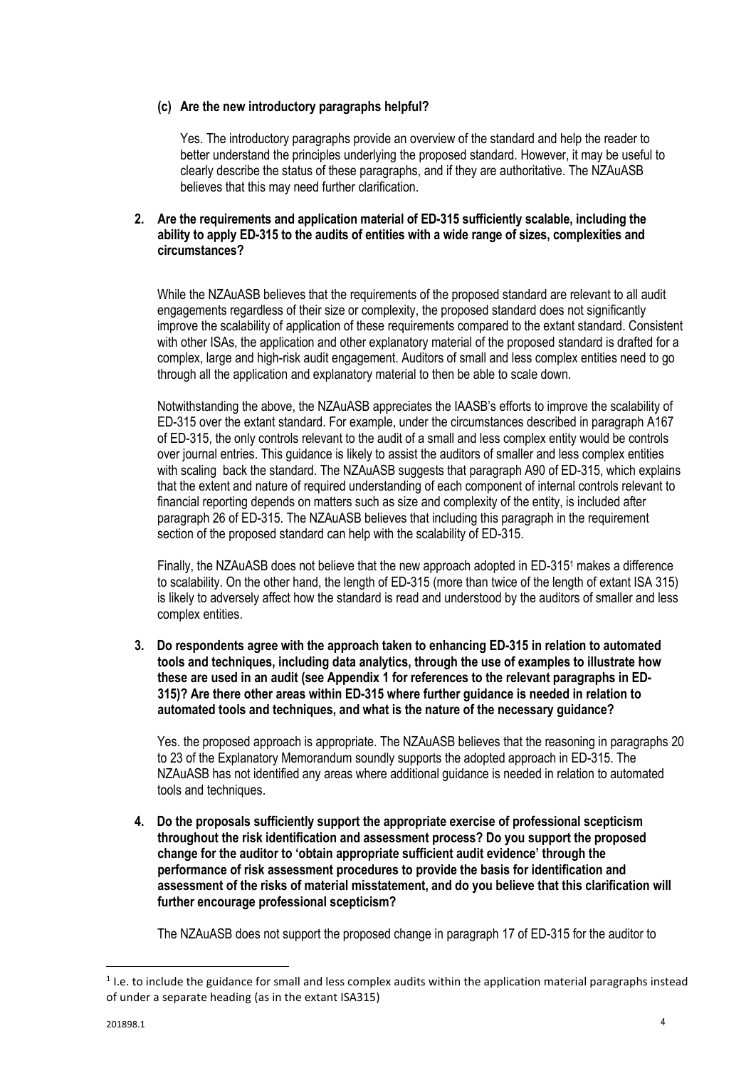**(c) Are the new introductory paragraphs helpful?**

Yes. The introductory paragraphs provide an overview of the standard and help the reader to better understand the principles underlying the proposed standard. However, it may be useful to clearly describe the status of these paragraphs, and if they are authoritative. The NZAuASB believes that this may need further clarification.

**2. Are the requirements and application material of ED-315 sufficiently scalable, including the ability to apply ED-315 to the audits of entities with a wide range of sizes, complexities and circumstances?**

While the NZAuASB believes that the requirements of the proposed standard are relevant to all audit engagements regardless of their size or complexity, the proposed standard does not significantly improve the scalability of application of these requirements compared to the extant standard. Consistent with other ISAs, the application and other explanatory material of the proposed standard is drafted for a complex, large and high-risk audit engagement. Auditors of small and less complex entities need to go through all the application and explanatory material to then be able to scale down.

Notwithstanding the above, the NZAuASB appreciates the IAASB's efforts to improve the scalability of ED-315 over the extant standard. For example, under the circumstances described in paragraph A167 of ED-315, the only controls relevant to the audit of a small and less complex entity would be controls over journal entries. This guidance is likely to assist the auditors of smaller and less complex entities with scaling back the standard. The NZAuASB suggests that paragraph A90 of ED-315, which explains that the extent and nature of required understanding of each component of internal controls relevant to financial reporting depends on matters such as size and complexity of the entity, is included after paragraph 26 of ED-315. The NZAuASB believes that including this paragraph in the requirement section of the proposed standard can help with the scalability of ED-315.

Finally, the NZAuASB does not believe that the new approach adopted in ED-315[1] makes a difference to scalability. On the other hand, the length of ED-315 (more than twice of the length of extant ISA 315) is likely to adversely affect how the standard is read and understood by the auditors of smaller and less complex entities.

**3. Do respondents agree with the approach taken to enhancing ED-315 in relation to automated tools and techniques, including data analytics, through the use of examples to illustrate how these are used in an audit (see Appendix 1 for references to the relevant paragraphs in ED-315)? Are there other areas within ED-315 where further guidance is needed in relation to automated tools and techniques, and what is the nature of the necessary guidance?**

Yes. the proposed approach is appropriate. The NZAuASB believes that the reasoning in paragraphs 20 to 23 of the Explanatory Memorandum soundly supports the adopted approach in ED-315. The NZAuASB has not identified any areas where additional guidance is needed in relation to automated tools and techniques.

**4. Do the proposals sufficiently support the appropriate exercise of professional scepticism throughout the risk identification and assessment process? Do you support the proposed change for the auditor to 'obtain appropriate sufficient audit evidence' through the performance of risk assessment procedures to provide the basis for identification and assessment of the risks of material misstatement, and do you believe that this clarification will further encourage professional scepticism?**

The NZAuASB does not support the proposed change in paragraph 17 of ED-315 for the auditor to

[1] I.e. to include the guidance for small and less complex audits within the application material paragraphs instead of under a separate heading (as in the extant ISA315)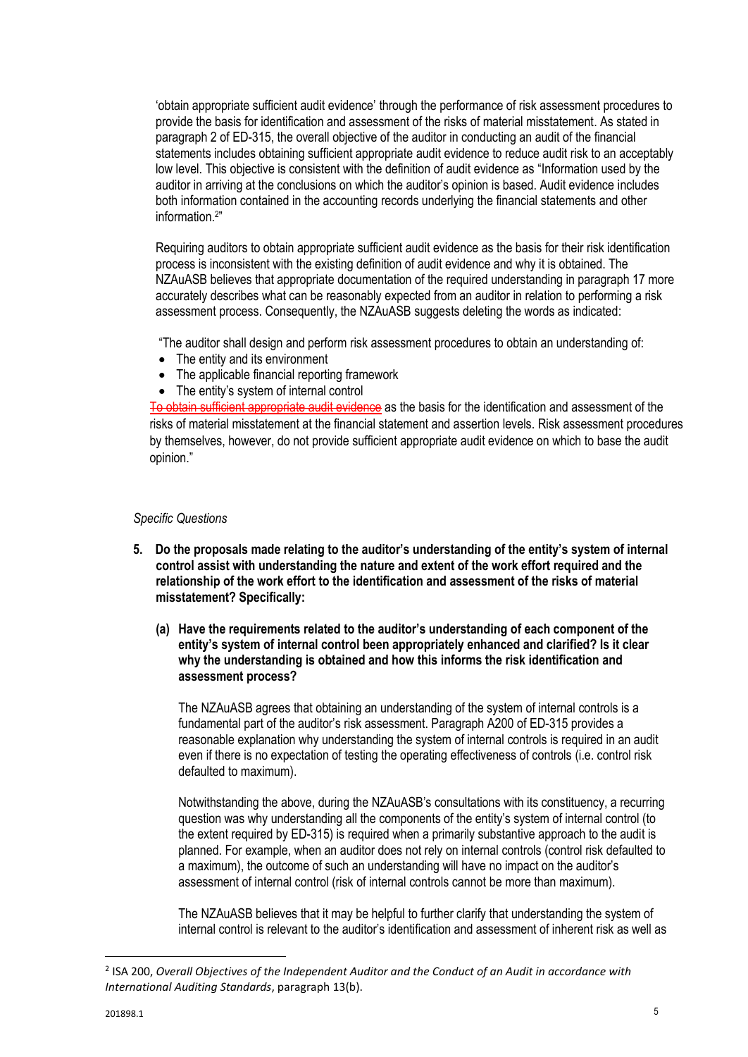'obtain appropriate sufficient audit evidence' through the performance of risk assessment procedures to provide the basis for identification and assessment of the risks of material misstatement. As stated in paragraph 2 of ED-315, the overall objective of the auditor in conducting an audit of the financial statements includes obtaining sufficient appropriate audit evidence to reduce audit risk to an acceptably low level. This objective is consistent with the definition of audit evidence as "Information used by the auditor in arriving at the conclusions on which the auditor's opinion is based. Audit evidence includes both information contained in the accounting records underlying the financial statements and other information.[2]"

Requiring auditors to obtain appropriate sufficient audit evidence as the basis for their risk identification process is inconsistent with the existing definition of audit evidence and why it is obtained. The NZAuASB believes that appropriate documentation of the required understanding in paragraph 17 more accurately describes what can be reasonably expected from an auditor in relation to performing a risk assessment process. Consequently, the NZAuASB suggests deleting the words as indicated:

"The auditor shall design and perform risk assessment procedures to obtain an understanding of:

- The entity and its environment
- The applicable financial reporting framework
- The entity's system of internal control

~~To obtain sufficient appropriate audit evidence~~ as the basis for the identification and assessment of the risks of material misstatement at the financial statement and assertion levels. Risk assessment procedures by themselves, however, do not provide sufficient appropriate audit evidence on which to base the audit opinion."

*Specific Questions*

**5. Do the proposals made relating to the auditor's understanding of the entity's system of internal control assist with understanding the nature and extent of the work effort required and the relationship of the work effort to the identification and assessment of the risks of material misstatement? Specifically:**

**(a) Have the requirements related to the auditor's understanding of each component of the entity's system of internal control been appropriately enhanced and clarified? Is it clear why the understanding is obtained and how this informs the risk identification and assessment process?**

The NZAuASB agrees that obtaining an understanding of the system of internal controls is a fundamental part of the auditor's risk assessment. Paragraph A200 of ED-315 provides a reasonable explanation why understanding the system of internal controls is required in an audit even if there is no expectation of testing the operating effectiveness of controls (i.e. control risk defaulted to maximum).

Notwithstanding the above, during the NZAuASB's consultations with its constituency, a recurring question was why understanding all the components of the entity's system of internal control (to the extent required by ED-315) is required when a primarily substantive approach to the audit is planned. For example, when an auditor does not rely on internal controls (control risk defaulted to a maximum), the outcome of such an understanding will have no impact on the auditor's assessment of internal control (risk of internal controls cannot be more than maximum).

The NZAuASB believes that it may be helpful to further clarify that understanding the system of internal control is relevant to the auditor's identification and assessment of inherent risk as well as

[2] ISA 200, *Overall Objectives of the Independent Auditor and the Conduct of an Audit in accordance with International Auditing Standards*, paragraph 13(b).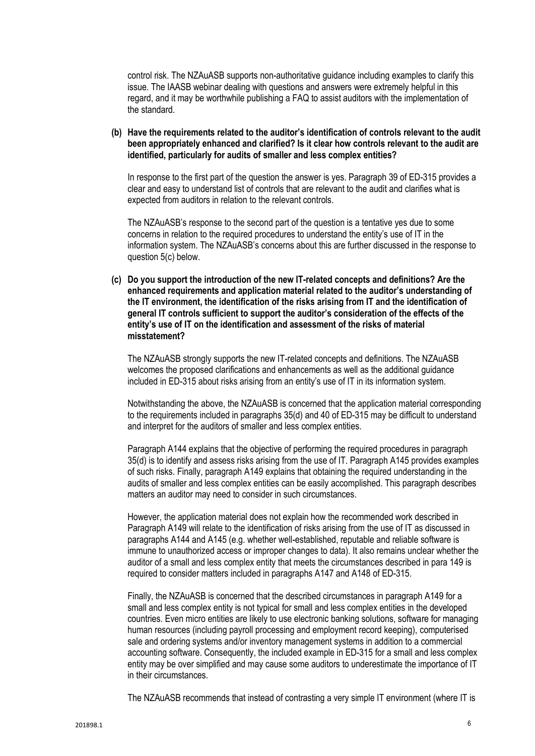control risk. The NZAuASB supports non-authoritative guidance including examples to clarify this issue. The IAASB webinar dealing with questions and answers were extremely helpful in this regard, and it may be worthwhile publishing a FAQ to assist auditors with the implementation of the standard.

**(b) Have the requirements related to the auditor's identification of controls relevant to the audit been appropriately enhanced and clarified? Is it clear how controls relevant to the audit are identified, particularly for audits of smaller and less complex entities?**

In response to the first part of the question the answer is yes. Paragraph 39 of ED-315 provides a clear and easy to understand list of controls that are relevant to the audit and clarifies what is expected from auditors in relation to the relevant controls.

The NZAuASB's response to the second part of the question is a tentative yes due to some concerns in relation to the required procedures to understand the entity's use of IT in the information system. The NZAuASB's concerns about this are further discussed in the response to question 5(c) below.

**(c) Do you support the introduction of the new IT-related concepts and definitions? Are the enhanced requirements and application material related to the auditor's understanding of the IT environment, the identification of the risks arising from IT and the identification of general IT controls sufficient to support the auditor's consideration of the effects of the entity's use of IT on the identification and assessment of the risks of material misstatement?**

The NZAuASB strongly supports the new IT-related concepts and definitions. The NZAuASB welcomes the proposed clarifications and enhancements as well as the additional guidance included in ED-315 about risks arising from an entity's use of IT in its information system.

Notwithstanding the above, the NZAuASB is concerned that the application material corresponding to the requirements included in paragraphs 35(d) and 40 of ED-315 may be difficult to understand and interpret for the auditors of smaller and less complex entities.

Paragraph A144 explains that the objective of performing the required procedures in paragraph 35(d) is to identify and assess risks arising from the use of IT. Paragraph A145 provides examples of such risks. Finally, paragraph A149 explains that obtaining the required understanding in the audits of smaller and less complex entities can be easily accomplished. This paragraph describes matters an auditor may need to consider in such circumstances.

However, the application material does not explain how the recommended work described in Paragraph A149 will relate to the identification of risks arising from the use of IT as discussed in paragraphs A144 and A145 (e.g. whether well-established, reputable and reliable software is immune to unauthorized access or improper changes to data). It also remains unclear whether the auditor of a small and less complex entity that meets the circumstances described in para 149 is required to consider matters included in paragraphs A147 and A148 of ED-315.

Finally, the NZAuASB is concerned that the described circumstances in paragraph A149 for a small and less complex entity is not typical for small and less complex entities in the developed countries. Even micro entities are likely to use electronic banking solutions, software for managing human resources (including payroll processing and employment record keeping), computerised sale and ordering systems and/or inventory management systems in addition to a commercial accounting software. Consequently, the included example in ED-315 for a small and less complex entity may be over simplified and may cause some auditors to underestimate the importance of IT in their circumstances.

The NZAuASB recommends that instead of contrasting a very simple IT environment (where IT is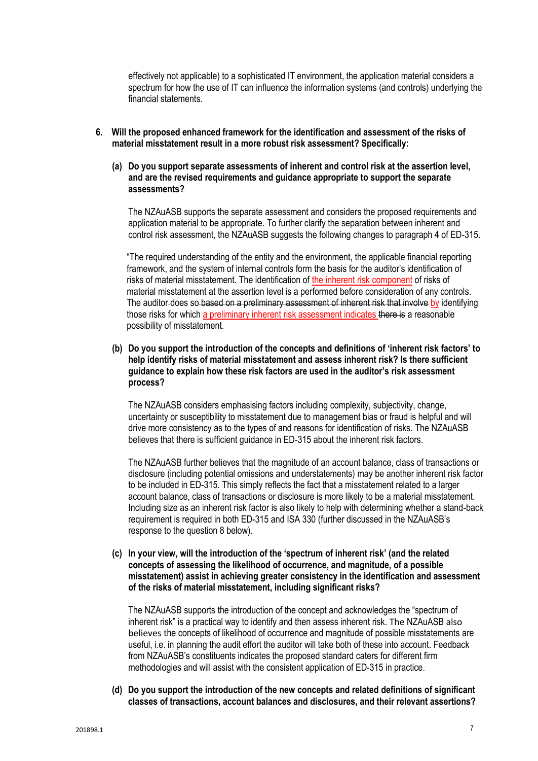effectively not applicable) to a sophisticated IT environment, the application material considers a spectrum for how the use of IT can influence the information systems (and controls) underlying the financial statements.

**6. Will the proposed enhanced framework for the identification and assessment of the risks of material misstatement result in a more robust risk assessment? Specifically:**

**(a) Do you support separate assessments of inherent and control risk at the assertion level, and are the revised requirements and guidance appropriate to support the separate assessments?**

The NZAuASB supports the separate assessment and considers the proposed requirements and application material to be appropriate. To further clarify the separation between inherent and control risk assessment, the NZAuASB suggests the following changes to paragraph 4 of ED-315.

"The required understanding of the entity and the environment, the applicable financial reporting framework, and the system of internal controls form the basis for the auditor's identification of risks of material misstatement. The identification of the inherent risk component of risks of material misstatement at the assertion level is a performed before consideration of any controls. The auditor does so ~~based on a preliminary assessment of inherent risk that involve~~ by identifying those risks for which a preliminary inherent risk assessment indicates ~~there is~~ a reasonable possibility of misstatement.

**(b) Do you support the introduction of the concepts and definitions of 'inherent risk factors' to help identify risks of material misstatement and assess inherent risk? Is there sufficient guidance to explain how these risk factors are used in the auditor's risk assessment process?**

The NZAuASB considers emphasising factors including complexity, subjectivity, change, uncertainty or susceptibility to misstatement due to management bias or fraud is helpful and will drive more consistency as to the types of and reasons for identification of risks. The NZAuASB believes that there is sufficient guidance in ED-315 about the inherent risk factors.

The NZAuASB further believes that the magnitude of an account balance, class of transactions or disclosure (including potential omissions and understatements) may be another inherent risk factor to be included in ED-315. This simply reflects the fact that a misstatement related to a larger account balance, class of transactions or disclosure is more likely to be a material misstatement. Including size as an inherent risk factor is also likely to help with determining whether a stand-back requirement is required in both ED-315 and ISA 330 (further discussed in the NZAuASB's response to the question 8 below).

**(c) In your view, will the introduction of the 'spectrum of inherent risk' (and the related concepts of assessing the likelihood of occurrence, and magnitude, of a possible misstatement) assist in achieving greater consistency in the identification and assessment of the risks of material misstatement, including significant risks?**

The NZAuASB supports the introduction of the concept and acknowledges the "spectrum of inherent risk" is a practical way to identify and then assess inherent risk. The NZAuASB also believes the concepts of likelihood of occurrence and magnitude of possible misstatements are useful, i.e. in planning the audit effort the auditor will take both of these into account. Feedback from NZAuASB's constituents indicates the proposed standard caters for different firm methodologies and will assist with the consistent application of ED-315 in practice.

**(d) Do you support the introduction of the new concepts and related definitions of significant classes of transactions, account balances and disclosures, and their relevant assertions?**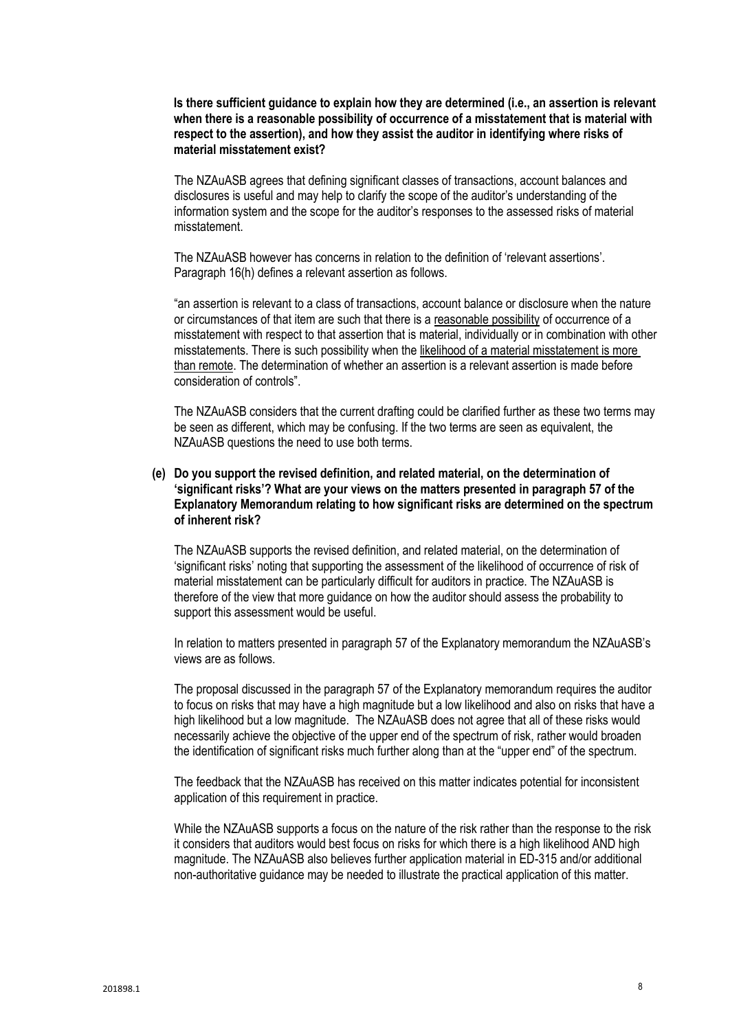**Is there sufficient guidance to explain how they are determined (i.e., an assertion is relevant when there is a reasonable possibility of occurrence of a misstatement that is material with respect to the assertion), and how they assist the auditor in identifying where risks of material misstatement exist?**

The NZAuASB agrees that defining significant classes of transactions, account balances and disclosures is useful and may help to clarify the scope of the auditor's understanding of the information system and the scope for the auditor's responses to the assessed risks of material misstatement.

The NZAuASB however has concerns in relation to the definition of 'relevant assertions'. Paragraph 16(h) defines a relevant assertion as follows.

"an assertion is relevant to a class of transactions, account balance or disclosure when the nature or circumstances of that item are such that there is a <u>reasonable possibility</u> of occurrence of a misstatement with respect to that assertion that is material, individually or in combination with other misstatements. There is such possibility when the <u>likelihood of a material misstatement is more than remote</u>. The determination of whether an assertion is a relevant assertion is made before consideration of controls".

The NZAuASB considers that the current drafting could be clarified further as these two terms may be seen as different, which may be confusing. If the two terms are seen as equivalent, the NZAuASB questions the need to use both terms.

**(e) Do you support the revised definition, and related material, on the determination of 'significant risks'? What are your views on the matters presented in paragraph 57 of the Explanatory Memorandum relating to how significant risks are determined on the spectrum of inherent risk?**

The NZAuASB supports the revised definition, and related material, on the determination of 'significant risks' noting that supporting the assessment of the likelihood of occurrence of risk of material misstatement can be particularly difficult for auditors in practice. The NZAuASB is therefore of the view that more guidance on how the auditor should assess the probability to support this assessment would be useful.

In relation to matters presented in paragraph 57 of the Explanatory memorandum the NZAuASB's views are as follows.

The proposal discussed in the paragraph 57 of the Explanatory memorandum requires the auditor to focus on risks that may have a high magnitude but a low likelihood and also on risks that have a high likelihood but a low magnitude. The NZAuASB does not agree that all of these risks would necessarily achieve the objective of the upper end of the spectrum of risk, rather would broaden the identification of significant risks much further along than at the "upper end" of the spectrum.

The feedback that the NZAuASB has received on this matter indicates potential for inconsistent application of this requirement in practice.

While the NZAuASB supports a focus on the nature of the risk rather than the response to the risk it considers that auditors would best focus on risks for which there is a high likelihood AND high magnitude. The NZAuASB also believes further application material in ED-315 and/or additional non-authoritative guidance may be needed to illustrate the practical application of this matter.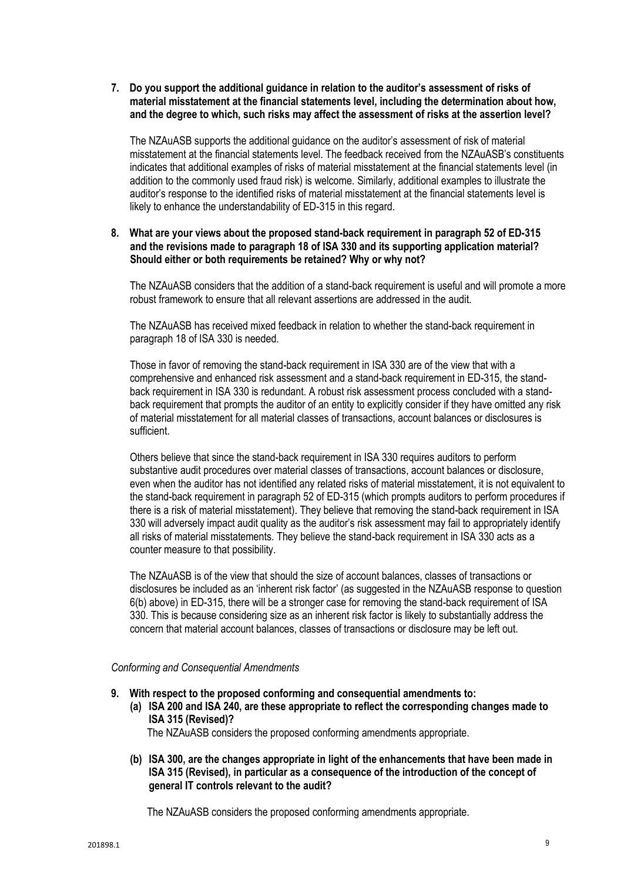**7. Do you support the additional guidance in relation to the auditor's assessment of risks of material misstatement at the financial statements level, including the determination about how, and the degree to which, such risks may affect the assessment of risks at the assertion level?**

The NZAuASB supports the additional guidance on the auditor's assessment of risk of material misstatement at the financial statements level. The feedback received from the NZAuASB's constituents indicates that additional examples of risks of material misstatement at the financial statements level (in addition to the commonly used fraud risk) is welcome. Similarly, additional examples to illustrate the auditor's response to the identified risks of material misstatement at the financial statements level is likely to enhance the understandability of ED-315 in this regard.

**8. What are your views about the proposed stand-back requirement in paragraph 52 of ED-315 and the revisions made to paragraph 18 of ISA 330 and its supporting application material? Should either or both requirements be retained? Why or why not?**

The NZAuASB considers that the addition of a stand-back requirement is useful and will promote a more robust framework to ensure that all relevant assertions are addressed in the audit.

The NZAuASB has received mixed feedback in relation to whether the stand-back requirement in paragraph 18 of ISA 330 is needed.

Those in favor of removing the stand-back requirement in ISA 330 are of the view that with a comprehensive and enhanced risk assessment and a stand-back requirement in ED-315, the stand-back requirement in ISA 330 is redundant. A robust risk assessment process concluded with a stand-back requirement that prompts the auditor of an entity to explicitly consider if they have omitted any risk of material misstatement for all material classes of transactions, account balances or disclosures is sufficient.

Others believe that since the stand-back requirement in ISA 330 requires auditors to perform substantive audit procedures over material classes of transactions, account balances or disclosure, even when the auditor has not identified any related risks of material misstatement, it is not equivalent to the stand-back requirement in paragraph 52 of ED-315 (which prompts auditors to perform procedures if there is a risk of material misstatement). They believe that removing the stand-back requirement in ISA 330 will adversely impact audit quality as the auditor's risk assessment may fail to appropriately identify all risks of material misstatements. They believe the stand-back requirement in ISA 330 acts as a counter measure to that possibility.

The NZAuASB is of the view that should the size of account balances, classes of transactions or disclosures be included as an 'inherent risk factor' (as suggested in the NZAuASB response to question 6(b) above) in ED-315, there will be a stronger case for removing the stand-back requirement of ISA 330. This is because considering size as an inherent risk factor is likely to substantially address the concern that material account balances, classes of transactions or disclosure may be left out.

*Conforming and Consequential Amendments*

**9. With respect to the proposed conforming and consequential amendments to:**

**(a) ISA 200 and ISA 240, are these appropriate to reflect the corresponding changes made to ISA 315 (Revised)?**

The NZAuASB considers the proposed conforming amendments appropriate.

**(b) ISA 300, are the changes appropriate in light of the enhancements that have been made in ISA 315 (Revised), in particular as a consequence of the introduction of the concept of general IT controls relevant to the audit?**

The NZAuASB considers the proposed conforming amendments appropriate.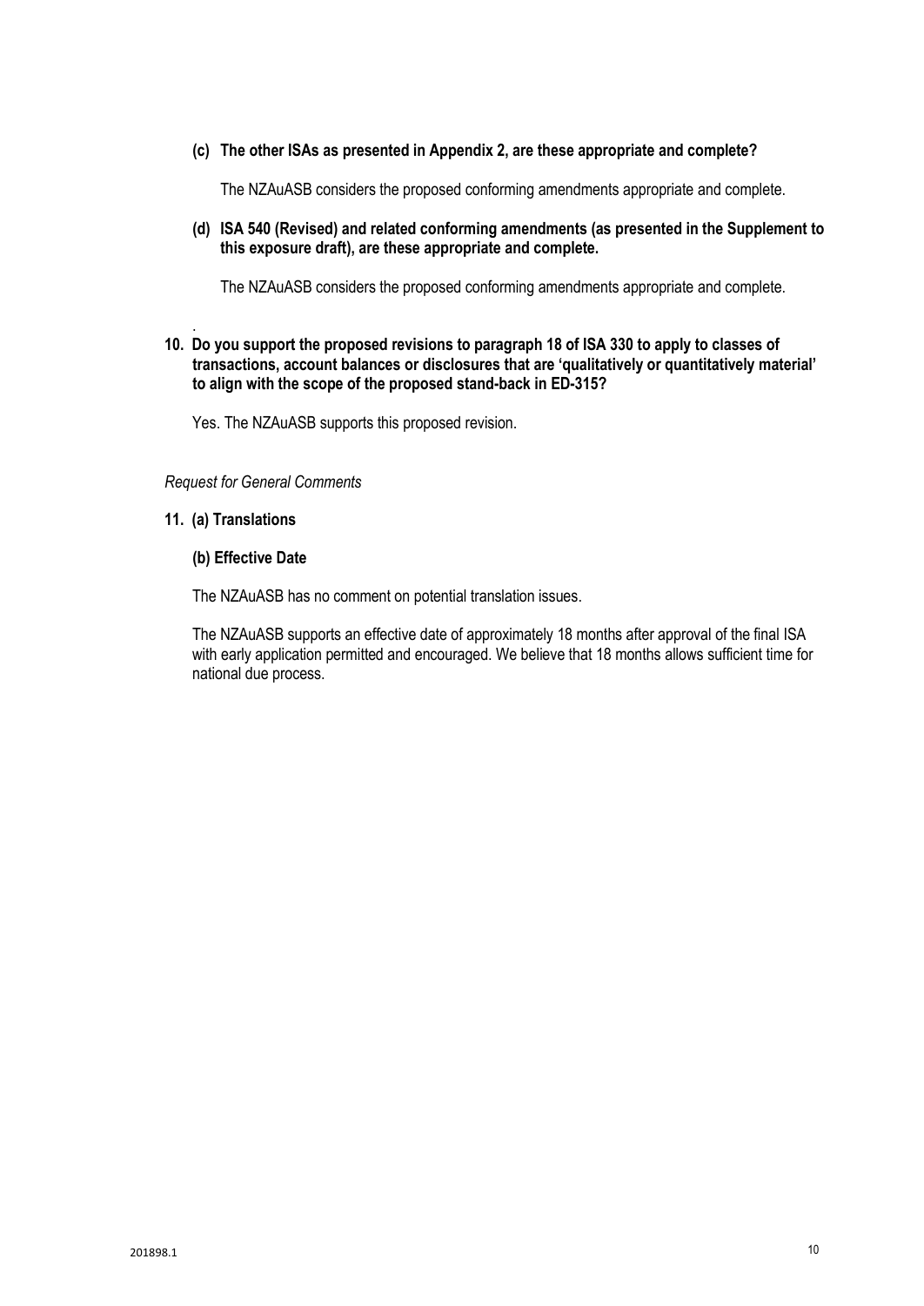**(c) The other ISAs as presented in Appendix 2, are these appropriate and complete?**

The NZAuASB considers the proposed conforming amendments appropriate and complete.

**(d) ISA 540 (Revised) and related conforming amendments (as presented in the Supplement to this exposure draft), are these appropriate and complete.**

The NZAuASB considers the proposed conforming amendments appropriate and complete.

.

**10. Do you support the proposed revisions to paragraph 18 of ISA 330 to apply to classes of transactions, account balances or disclosures that are 'qualitatively or quantitatively material' to align with the scope of the proposed stand-back in ED-315?**

Yes. The NZAuASB supports this proposed revision.

*Request for General Comments*

**11. (a) Translations**

**(b) Effective Date**

The NZAuASB has no comment on potential translation issues.

The NZAuASB supports an effective date of approximately 18 months after approval of the final ISA with early application permitted and encouraged. We believe that 18 months allows sufficient time for national due process.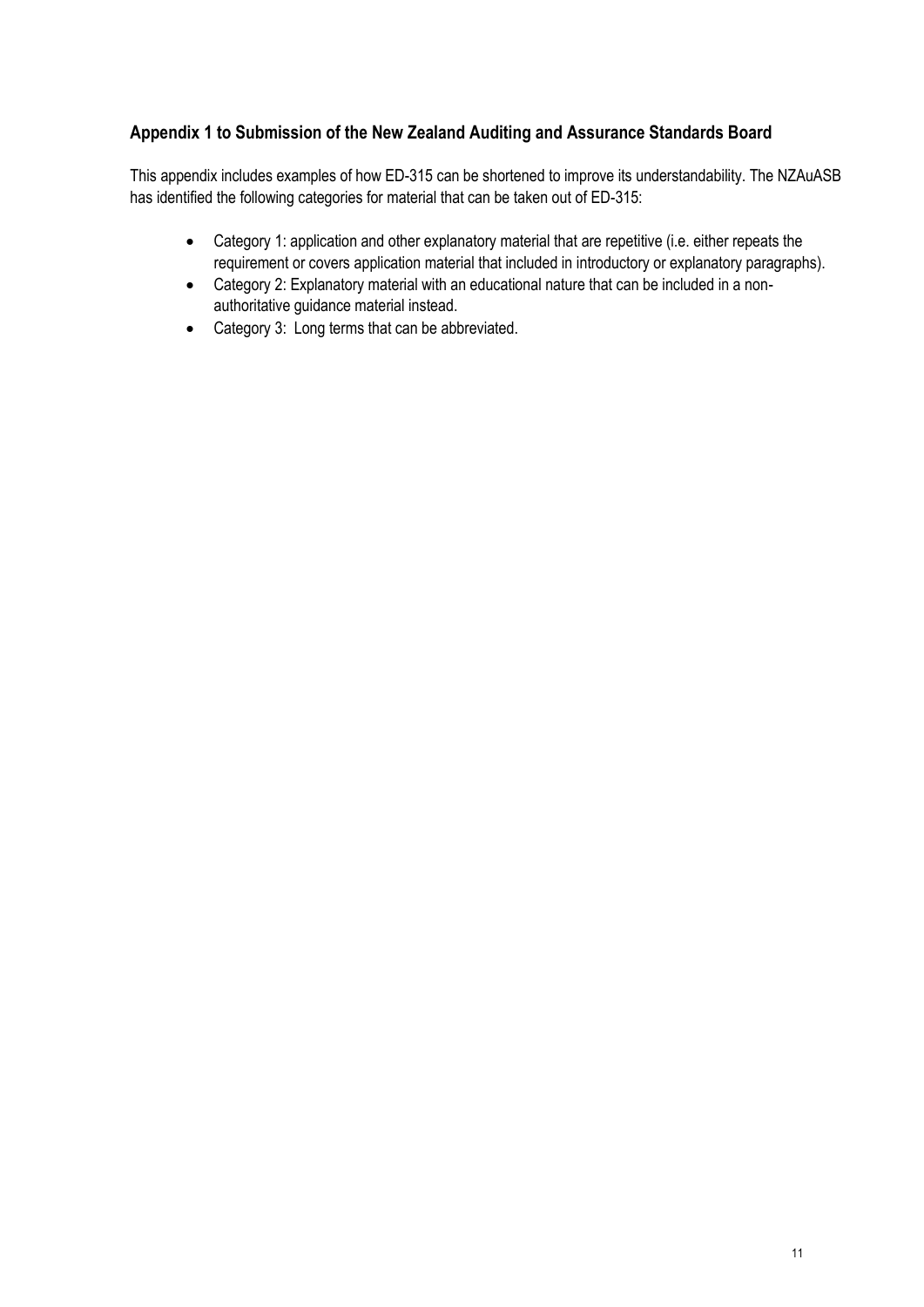### Appendix 1 to Submission of the New Zealand Auditing and Assurance Standards Board

This appendix includes examples of how ED-315 can be shortened to improve its understandability. The NZAuASB has identified the following categories for material that can be taken out of ED-315:

- Category 1: application and other explanatory material that are repetitive (i.e. either repeats the requirement or covers application material that included in introductory or explanatory paragraphs).
- Category 2: Explanatory material with an educational nature that can be included in a non-authoritative guidance material instead.
- Category 3: Long terms that can be abbreviated.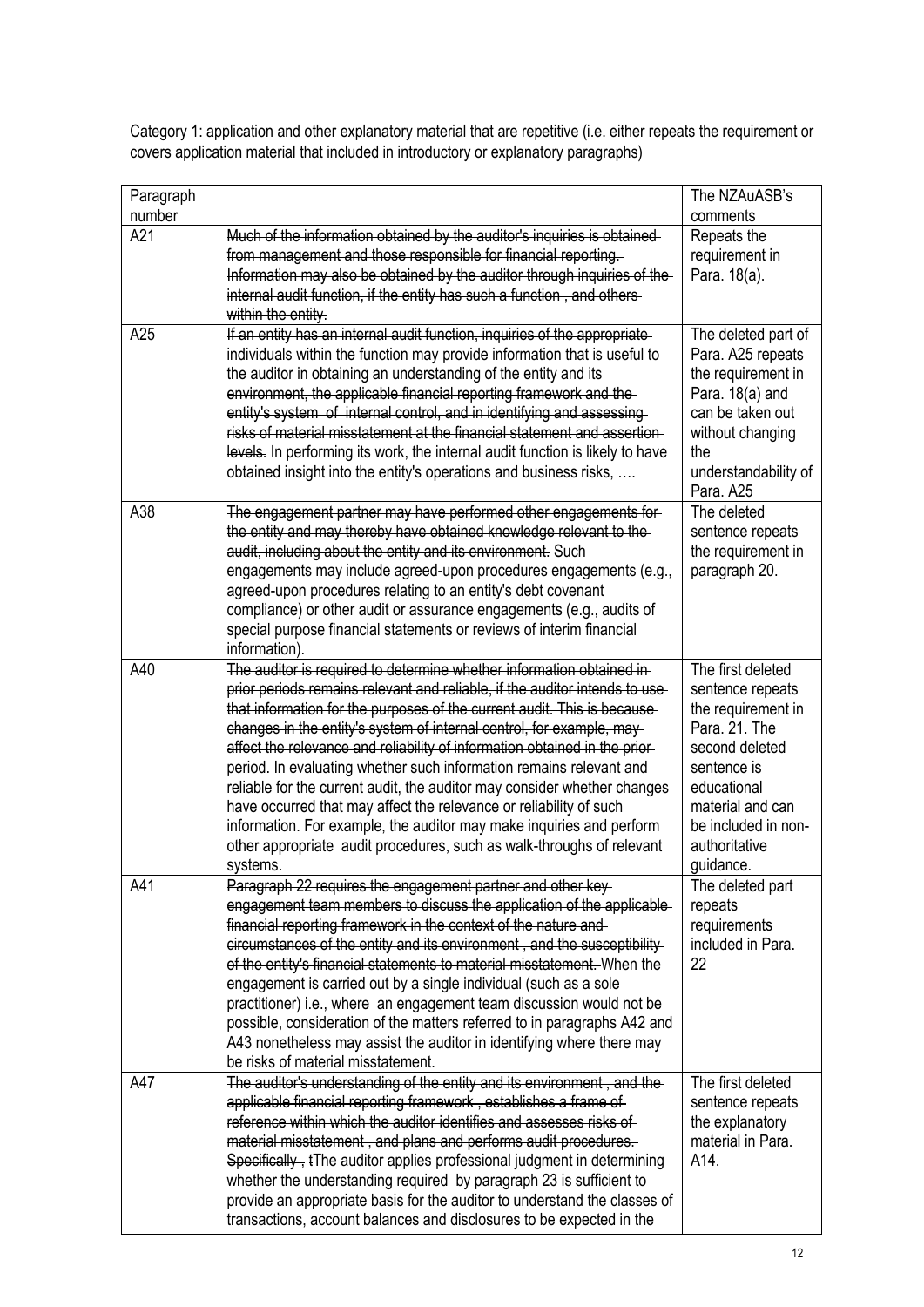Category 1: application and other explanatory material that are repetitive (i.e. either repeats the requirement or covers application material that included in introductory or explanatory paragraphs)

| Paragraph number | | The NZAuASB's comments |
|---|---|---|
| A21 | ~~Much of the information obtained by the auditor's inquiries is obtained from management and those responsible for financial reporting. Information may also be obtained by the auditor through inquiries of the internal audit function, if the entity has such a function , and others within the entity.~~ | Repeats the requirement in Para. 18(a). |
| A25 | ~~If an entity has an internal audit function, inquiries of the appropriate individuals within the function may provide information that is useful to the auditor in obtaining an understanding of the entity and its environment, the applicable financial reporting framework and the entity's system of internal control, and in identifying and assessing risks of material misstatement at the financial statement and assertion levels.~~ In performing its work, the internal audit function is likely to have obtained insight into the entity's operations and business risks, …. | The deleted part of Para. A25 repeats the requirement in Para. 18(a) and can be taken out without changing the understandability of Para. A25 |
| A38 | ~~The engagement partner may have performed other engagements for the entity and may thereby have obtained knowledge relevant to the audit, including about the entity and its environment.~~ Such engagements may include agreed-upon procedures engagements (e.g., agreed-upon procedures relating to an entity's debt covenant compliance) or other audit or assurance engagements (e.g., audits of special purpose financial statements or reviews of interim financial information). | The deleted sentence repeats the requirement in paragraph 20. |
| A40 | ~~The auditor is required to determine whether information obtained in prior periods remains relevant and reliable, if the auditor intends to use that information for the purposes of the current audit. This is because changes in the entity's system of internal control, for example, may affect the relevance and reliability of information obtained in the prior period.~~ In evaluating whether such information remains relevant and reliable for the current audit, the auditor may consider whether changes have occurred that may affect the relevance or reliability of such information. For example, the auditor may make inquiries and perform other appropriate audit procedures, such as walk-throughs of relevant systems. | The first deleted sentence repeats the requirement in Para. 21. The second deleted sentence is educational material and can be included in non-authoritative guidance. |
| A41 | ~~Paragraph 22 requires the engagement partner and other key engagement team members to discuss the application of the applicable financial reporting framework in the context of the nature and circumstances of the entity and its environment , and the susceptibility of the entity's financial statements to material misstatement.~~ When the engagement is carried out by a single individual (such as a sole practitioner) i.e., where an engagement team discussion would not be possible, consideration of the matters referred to in paragraphs A42 and A43 nonetheless may assist the auditor in identifying where there may be risks of material misstatement. | The deleted part repeats requirements included in Para. 22 |
| A47 | ~~The auditor's understanding of the entity and its environment , and the applicable financial reporting framework , establishes a frame of reference within which the auditor identifies and assesses risks of material misstatement , and plans and performs audit procedures. Specifically , t~~The auditor applies professional judgment in determining whether the understanding required by paragraph 23 is sufficient to provide an appropriate basis for the auditor to understand the classes of transactions, account balances and disclosures to be expected in the | The first deleted sentence repeats the explanatory material in Para. A14. |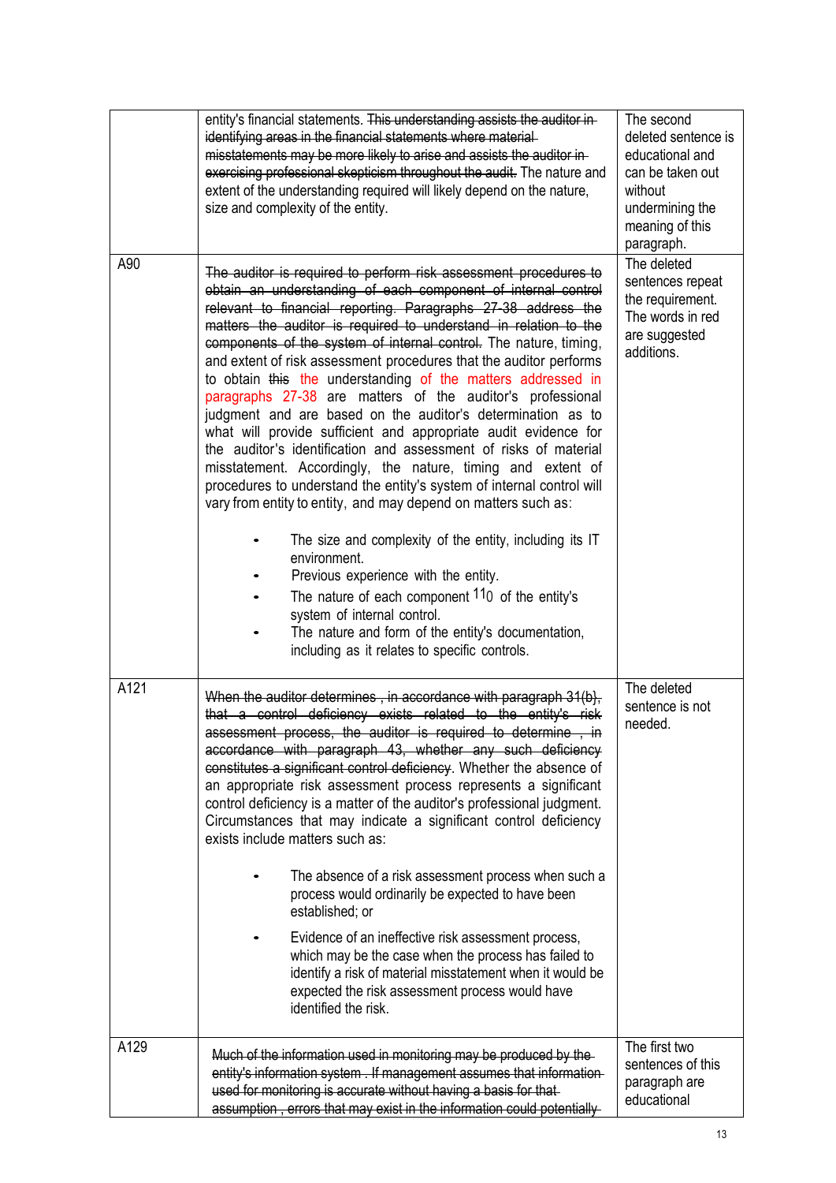| | | |
|---|---|---|
| | entity's financial statements. ~~This understanding assists the auditor in identifying areas in the financial statements where material misstatements may be more likely to arise and assists the auditor in exercising professional skepticism throughout the audit.~~ The nature and extent of the understanding required will likely depend on the nature, size and complexity of the entity. | The second deleted sentence is educational and can be taken out without undermining the meaning of this paragraph. |
| A90 | ~~The auditor is required to perform risk assessment procedures to obtain an understanding of each component of internal control relevant to financial reporting. Paragraphs 27-38 address the matters the auditor is required to understand in relation to the components of the system of internal control.~~ The nature, timing, and extent of risk assessment procedures that the auditor performs to obtain ~~this~~ the understanding of the matters addressed in paragraphs 27-38 are matters of the auditor's professional judgment and are based on the auditor's determination as to what will provide sufficient and appropriate audit evidence for the auditor's identification and assessment of risks of material misstatement. Accordingly, the nature, timing and extent of procedures to understand the entity's system of internal control will vary from entity to entity, and may depend on matters such as:<br>• The size and complexity of the entity, including its IT environment.<br>• Previous experience with the entity.<br>• The nature of each component 110 of the entity's system of internal control.<br>• The nature and form of the entity's documentation, including as it relates to specific controls. | The deleted sentences repeat the requirement. The words in red are suggested additions. |
| A121 | ~~When the auditor determines , in accordance with paragraph 31(b), that a control deficiency exists related to the entity's risk assessment process, the auditor is required to determine , in accordance with paragraph 43, whether any such deficiency constitutes a significant control deficiency~~. Whether the absence of an appropriate risk assessment process represents a significant control deficiency is a matter of the auditor's professional judgment. Circumstances that may indicate a significant control deficiency exists include matters such as:<br>• The absence of a risk assessment process when such a process would ordinarily be expected to have been established; or<br>• Evidence of an ineffective risk assessment process, which may be the case when the process has failed to identify a risk of material misstatement when it would be expected the risk assessment process would have identified the risk. | The deleted sentence is not needed. |
| A129 | ~~Much of the information used in monitoring may be produced by the entity's information system . If management assumes that information used for monitoring is accurate without having a basis for that assumption , errors that may exist in the information could potentially~~ | The first two sentences of this paragraph are educational |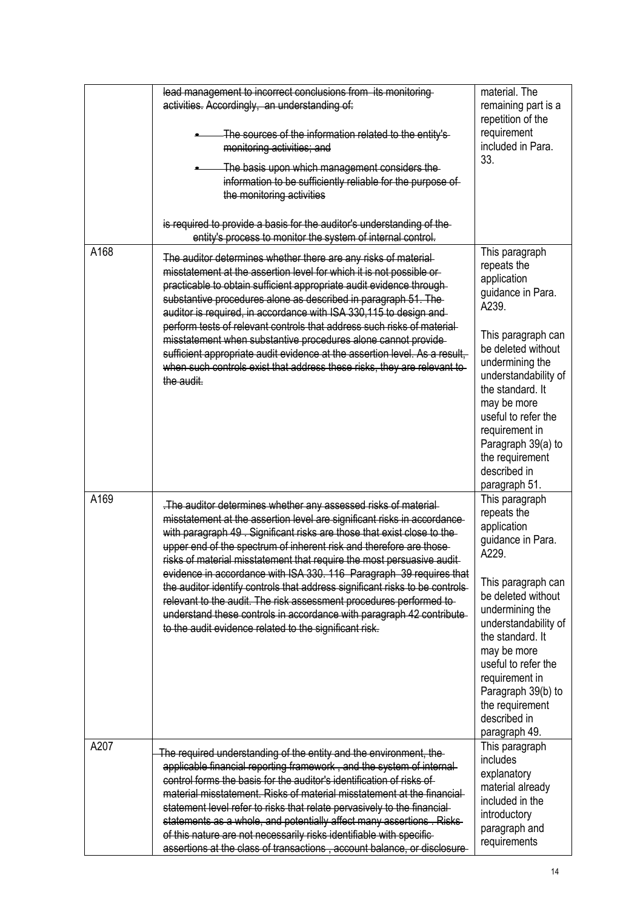| | | |
|---|---|---|
| | ~~lead management to incorrect conclusions from its monitoring activities. Accordingly, an understanding of:~~<br>• ~~The sources of the information related to the entity's monitoring activities; and~~<br>• ~~The basis upon which management considers the information to be sufficiently reliable for the purpose of the monitoring activities~~<br><br>~~is required to provide a basis for the auditor's understanding of the entity's process to monitor the system of internal control.~~ | material. The remaining part is a repetition of the requirement included in Para. 33. |
| A168 | ~~The auditor determines whether there are any risks of material misstatement at the assertion level for which it is not possible or practicable to obtain sufficient appropriate audit evidence through substantive procedures alone as described in paragraph 51. The auditor is required, in accordance with ISA 330,115 to design and perform tests of relevant controls that address such risks of material misstatement when substantive procedures alone cannot provide sufficient appropriate audit evidence at the assertion level. As a result, when such controls exist that address these risks, they are relevant to the audit.~~ | This paragraph repeats the application guidance in Para. A239.<br><br>This paragraph can be deleted without undermining the understandability of the standard. It may be more useful to refer the requirement in Paragraph 39(a) to the requirement described in paragraph 51. |
| A169 | ~~.The auditor determines whether any assessed risks of material misstatement at the assertion level are significant risks in accordance with paragraph 49 . Significant risks are those that exist close to the upper end of the spectrum of inherent risk and therefore are those risks of material misstatement that require the most persuasive audit evidence in accordance with ISA 330. 116 Paragraph 39 requires that the auditor identify controls that address significant risks to be controls relevant to the audit. The risk assessment procedures performed to understand these controls in accordance with paragraph 42 contribute to the audit evidence related to the significant risk.~~ | This paragraph repeats the application guidance in Para. A229.<br><br>This paragraph can be deleted without undermining the understandability of the standard. It may be more useful to refer the requirement in Paragraph 39(b) to the requirement described in paragraph 49. |
| A207 | ~~The required understanding of the entity and the environment, the applicable financial reporting framework , and the system of internal control forms the basis for the auditor's identification of risks of material misstatement. Risks of material misstatement at the financial statement level refer to risks that relate pervasively to the financial statements as a whole, and potentially affect many assertions . Risks of this nature are not necessarily risks identifiable with specific assertions at the class of transactions , account balance, or disclosure~~ | This paragraph includes explanatory material already included in the introductory paragraph and requirements |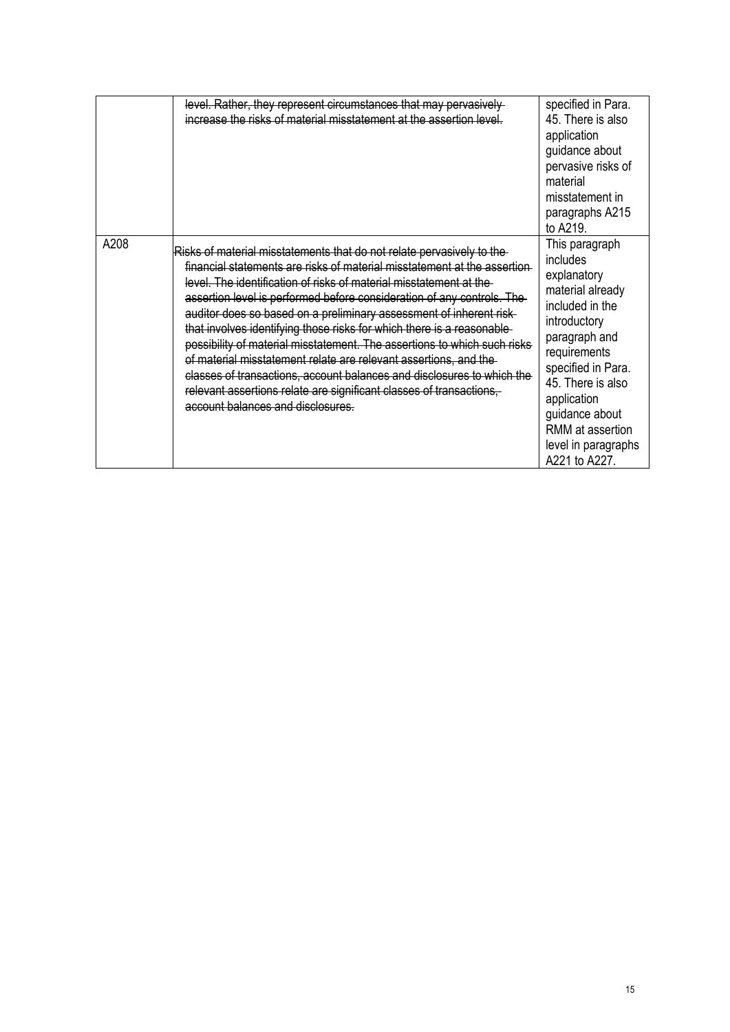|  |  |  |
| --- | --- | --- |
|  | ~~level. Rather, they represent circumstances that may pervasively increase the risks of material misstatement at the assertion level.~~ | specified in Para. 45. There is also application guidance about pervasive risks of material misstatement in paragraphs A215 to A219. |
| A208 | ~~Risks of material misstatements that do not relate pervasively to the financial statements are risks of material misstatement at the assertion level. The identification of risks of material misstatement at the assertion level is performed before consideration of any controls. The auditor does so based on a preliminary assessment of inherent risk that involves identifying those risks for which there is a reasonable possibility of material misstatement. The assertions to which such risks of material misstatement relate are relevant assertions, and the classes of transactions, account balances and disclosures to which the relevant assertions relate are significant classes of transactions, account balances and disclosures.~~ | This paragraph includes explanatory material already included in the introductory paragraph and requirements specified in Para. 45. There is also application guidance about RMM at assertion level in paragraphs A221 to A227. |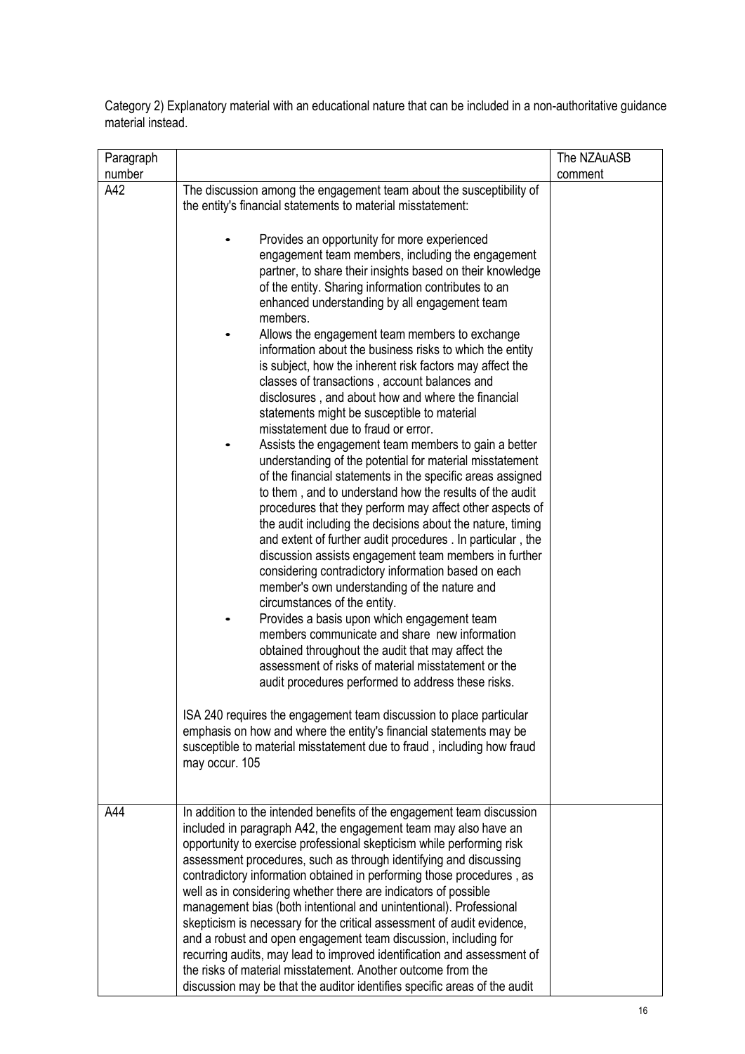Category 2) Explanatory material with an educational nature that can be included in a non-authoritative guidance material instead.

| Paragraph number | | The NZAuASB comment |
|---|---|---|
| A42 | The discussion among the engagement team about the susceptibility of the entity's financial statements to material misstatement:<br><br>• Provides an opportunity for more experienced engagement team members, including the engagement partner, to share their insights based on their knowledge of the entity. Sharing information contributes to an enhanced understanding by all engagement team members.<br>• Allows the engagement team members to exchange information about the business risks to which the entity is subject, how the inherent risk factors may affect the classes of transactions , account balances and disclosures , and about how and where the financial statements might be susceptible to material misstatement due to fraud or error.<br>• Assists the engagement team members to gain a better understanding of the potential for material misstatement of the financial statements in the specific areas assigned to them , and to understand how the results of the audit procedures that they perform may affect other aspects of the audit including the decisions about the nature, timing and extent of further audit procedures . In particular , the discussion assists engagement team members in further considering contradictory information based on each member's own understanding of the nature and circumstances of the entity.<br>• Provides a basis upon which engagement team members communicate and share new information obtained throughout the audit that may affect the assessment of risks of material misstatement or the audit procedures performed to address these risks.<br><br>ISA 240 requires the engagement team discussion to place particular emphasis on how and where the entity's financial statements may be susceptible to material misstatement due to fraud , including how fraud may occur. 105 | |
| A44 | In addition to the intended benefits of the engagement team discussion included in paragraph A42, the engagement team may also have an opportunity to exercise professional skepticism while performing risk assessment procedures, such as through identifying and discussing contradictory information obtained in performing those procedures , as well as in considering whether there are indicators of possible management bias (both intentional and unintentional). Professional skepticism is necessary for the critical assessment of audit evidence, and a robust and open engagement team discussion, including for recurring audits, may lead to improved identification and assessment of the risks of material misstatement. Another outcome from the discussion may be that the auditor identifies specific areas of the audit | |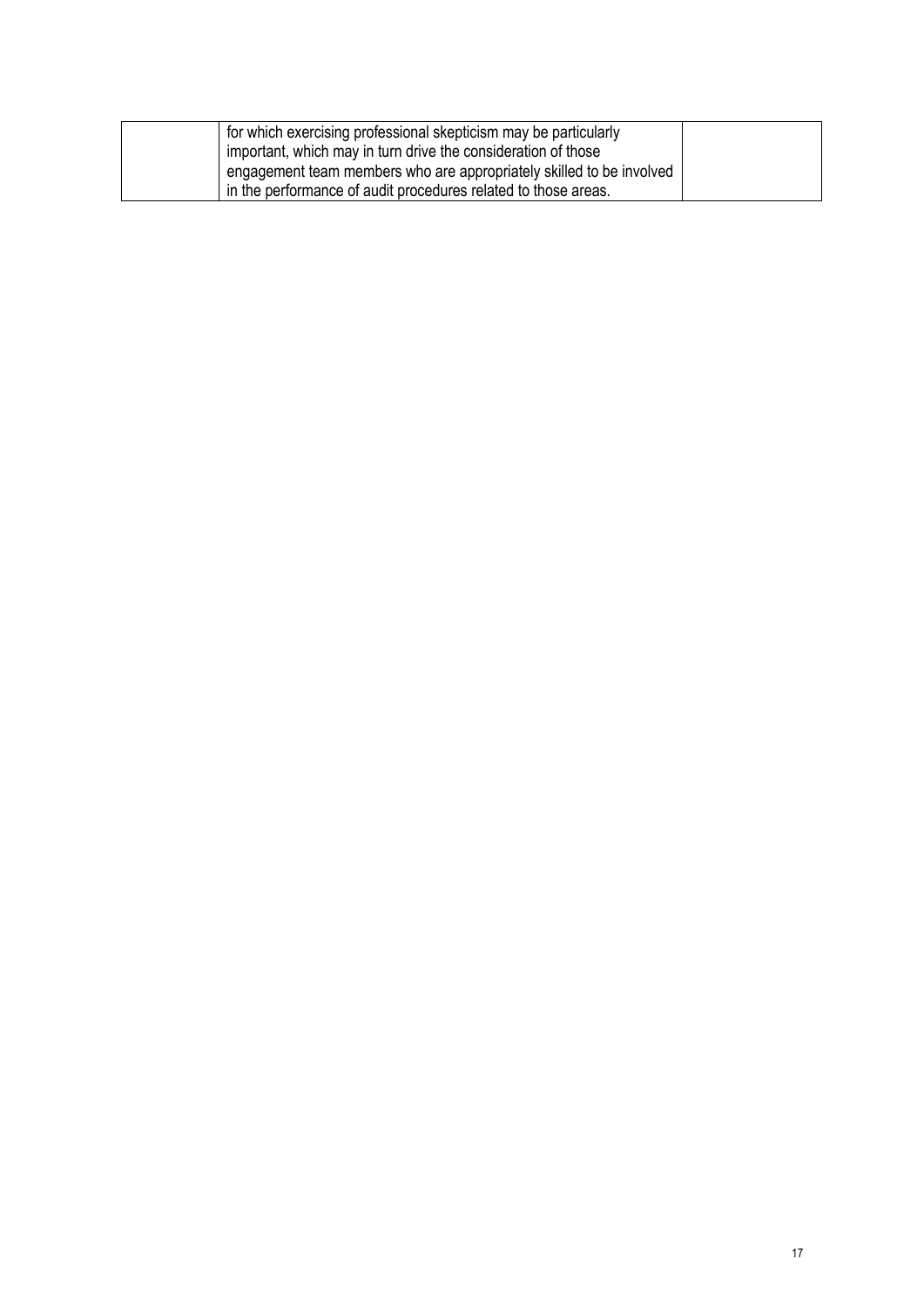|  |  |  |
|---|---|---|
|  | for which exercising professional skepticism may be particularly important, which may in turn drive the consideration of those engagement team members who are appropriately skilled to be involved in the performance of audit procedures related to those areas. |  |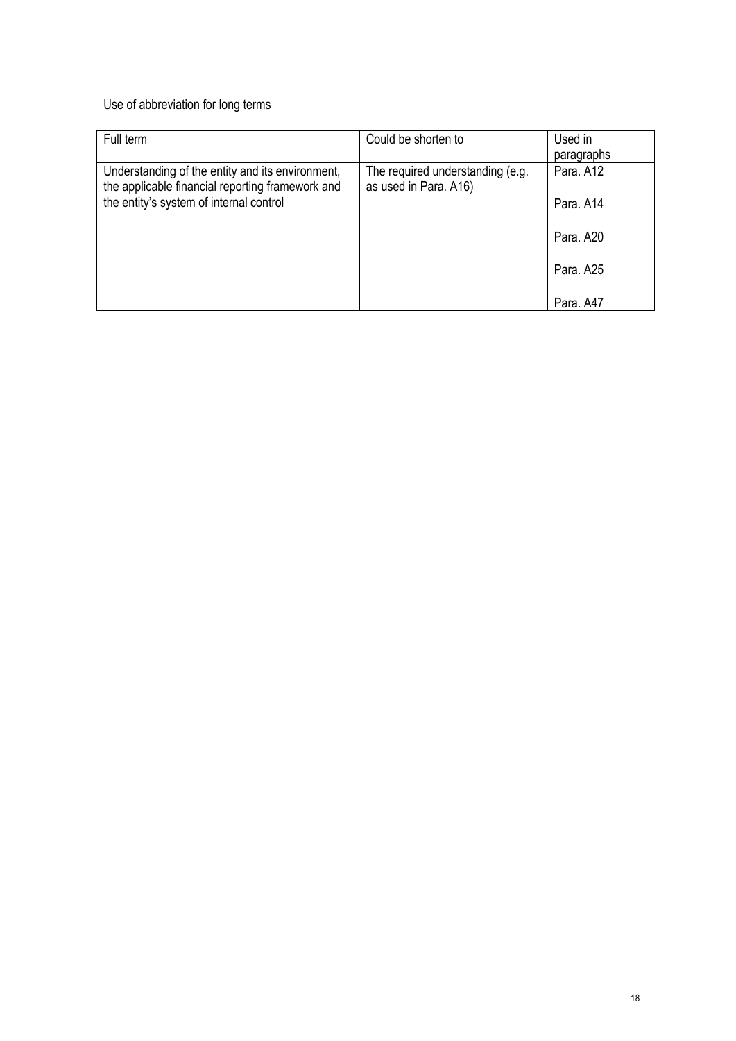Use of abbreviation for long terms

| Full term | Could be shorten to | Used in paragraphs |
| --- | --- | --- |
| Understanding of the entity and its environment, the applicable financial reporting framework and the entity's system of internal control | The required understanding (e.g. as used in Para. A16) | Para. A12<br><br>Para. A14<br><br>Para. A20<br><br>Para. A25<br><br>Para. A47 |